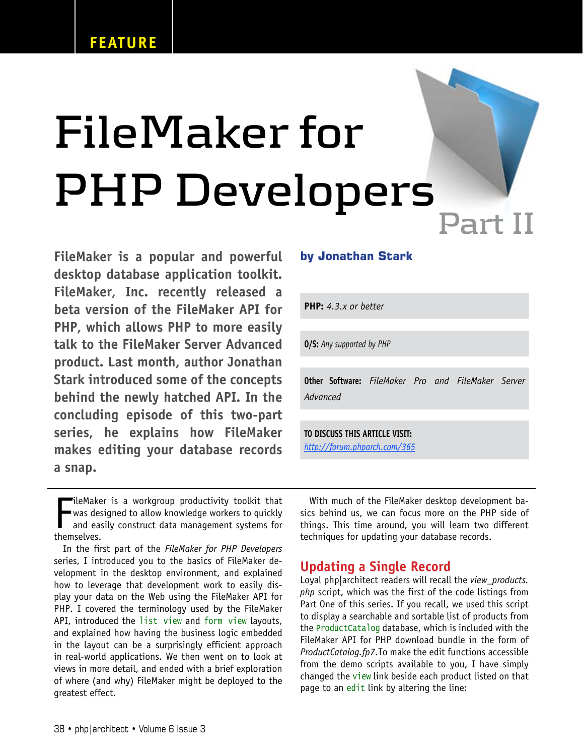FEATURE

# FileMaker for PHP Developers Part II

**FileMaker is a popular and powerful desktop database application toolkit. FileMaker, Inc. recently released a beta version of the FileMaker API for PHP, which allows PHP to more easily talk to the FileMaker Server Advanced product. Last month, author Jonathan Stark introduced some of the concepts behind the newly hatched API. In the concluding episode of this two-part series, he explains how FileMaker makes editing your database records a snap.**

**by Jonathan Stark**

**PHP:** *4.3.x or better*

**O/S:** *Any supported by PHP*

**Other Software:** *FileMaker Pro and FileMaker Server Advanced*

**TO DISCUSS THIS ARTICLE VISIT:**
http://forum.phparch.com/365

FileMaker is a workgroup productivity toolkit that was designed to allow knowledge workers to quickly and easily construct data management systems for themselves.

In the first part of the *FileMaker for PHP Developers* series, I introduced you to the basics of FileMaker development in the desktop environment, and explained how to leverage that development work to easily display your data on the Web using the FileMaker API for PHP. I covered the terminology used by the FileMaker API, introduced the `list view` and `form view` layouts, and explained how having the business logic embedded in the layout can be a surprisingly efficient approach in real-world applications. We then went on to look at views in more detail, and ended with a brief exploration of where (and why) FileMaker might be deployed to the greatest effect.

With much of the FileMaker desktop development basics behind us, we can focus more on the PHP side of things. This time around, you will learn two different techniques for updating your database records.

## Updating a Single Record

Loyal php|architect readers will recall the *view_products.php* script, which was the first of the code listings from Part One of this series. If you recall, we used this script to display a searchable and sortable list of products from the `ProductCatalog` database, which is included with the FileMaker API for PHP download bundle in the form of *ProductCatalog.fp7*.To make the edit functions accessible from the demo scripts available to you, I have simply changed the `view` link beside each product listed on that page to an `edit` link by altering the line: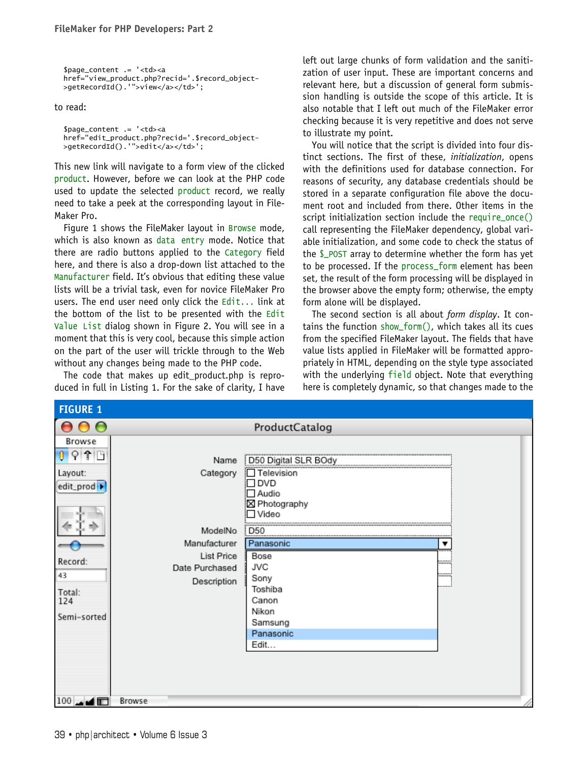```
$page_content .= '<td><a
href="view_product.php?recid='.$record_object-
>getRecordId().'">view</a></td>';
```

to read:

```
$page_content .= '<td><a
href="edit_product.php?recid='.$record_object-
>getRecordId().'">edit</a></td>';
```

This new link will navigate to a form view of the clicked `product`. However, before we can look at the PHP code used to update the selected `product` record, we really need to take a peek at the corresponding layout in FileMaker Pro.

Figure 1 shows the FileMaker layout in `Browse` mode, which is also known as `data entry` mode. Notice that there are radio buttons applied to the `Category` field here, and there is also a drop-down list attached to the `Manufacturer` field. It's obvious that editing these value lists will be a trivial task, even for novice FileMaker Pro users. The end user need only click the `Edit...` link at the bottom of the list to be presented with the `Edit Value List` dialog shown in Figure 2. You will see in a moment that this is very cool, because this simple action on the part of the user will trickle through to the Web without any changes being made to the PHP code.

The code that makes up edit_product.php is reproduced in full in Listing 1. For the sake of clarity, I have left out large chunks of form validation and the sanitization of user input. These are important concerns and relevant here, but a discussion of general form submission handling is outside the scope of this article. It is also notable that I left out much of the FileMaker error checking because it is very repetitive and does not serve to illustrate my point.

You will notice that the script is divided into four distinct sections. The first of these, *initialization*, opens with the definitions used for database connection. For reasons of security, any database credentials should be stored in a separate configuration file above the document root and included from there. Other items in the script initialization section include the `require_once()` call representing the FileMaker dependency, global variable initialization, and some code to check the status of the `$_POST` array to determine whether the form has yet to be processed. If the `process_form` element has been set, the result of the form processing will be displayed in the browser above the empty form; otherwise, the empty form alone will be displayed.

The second section is all about *form display*. It contains the function `show_form()`, which takes all its cues from the specified FileMaker layout. The fields that have value lists applied in FileMaker will be formatted appropriately in HTML, depending on the style type associated with the underlying `field` object. Note that everything here is completely dynamic, so that changes made to the

**FIGURE 1**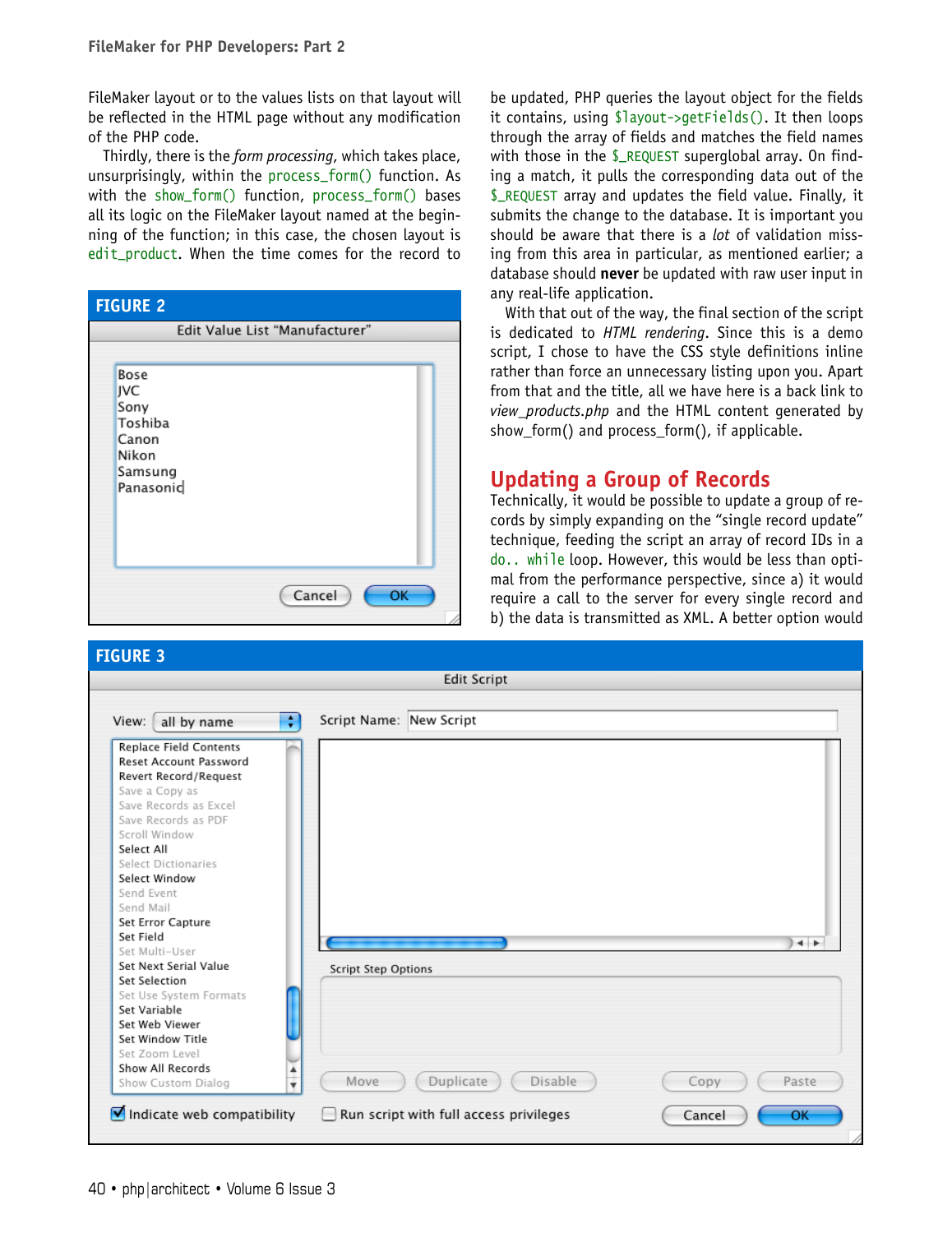FileMaker layout or to the values lists on that layout will be reflected in the HTML page without any modification of the PHP code.

Thirdly, there is the *form processing*, which takes place, unsurprisingly, within the `process_form()` function. As with the `show_form()` function, `process_form()` bases all its logic on the FileMaker layout named at the beginning of the function; in this case, the chosen layout is `edit_product`. When the time comes for the record to be updated, PHP queries the layout object for the fields it contains, using `$layout->getFields()`. It then loops through the array of fields and matches the field names with those in the `$_REQUEST` superglobal array. On finding a match, it pulls the corresponding data out of the `$_REQUEST` array and updates the field value. Finally, it submits the change to the database. It is important you should be aware that there is a *lot* of validation missing from this area in particular, as mentioned earlier; a database should **never** be updated with raw user input in any real-life application.

With that out of the way, the final section of the script is dedicated to *HTML rendering*. Since this is a demo script, I chose to have the CSS style definitions inline rather than force an unnecessary listing upon you. Apart from that and the title, all we have here is a back link to *view_products.php* and the HTML content generated by show_form() and process_form(), if applicable.

**FIGURE 2**

**FIGURE 3**

## Updating a Group of Records

Technically, it would be possible to update a group of records by simply expanding on the "single record update" technique, feeding the script an array of record IDs in a `do.. while` loop. However, this would be less than optimal from the performance perspective, since a) it would require a call to the server for every single record and b) the data is transmitted as XML. A better option would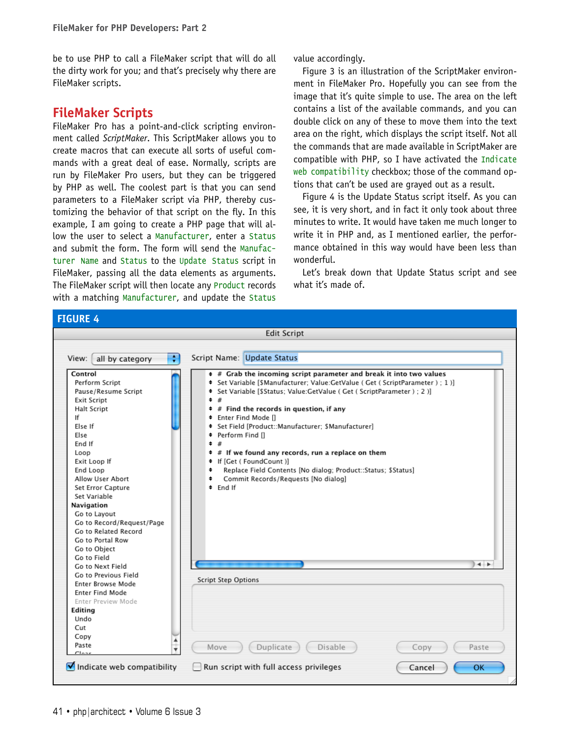be to use PHP to call a FileMaker script that will do all the dirty work for you; and that's precisely why there are FileMaker scripts.

## FileMaker Scripts

FileMaker Pro has a point-and-click scripting environment called *ScriptMaker*. This ScriptMaker allows you to create macros that can execute all sorts of useful commands with a great deal of ease. Normally, scripts are run by FileMaker Pro users, but they can be triggered by PHP as well. The coolest part is that you can send parameters to a FileMaker script via PHP, thereby customizing the behavior of that script on the fly. In this example, I am going to create a PHP page that will allow the user to select a `Manufacturer`, enter a `Status` and submit the form. The form will send the `Manufacturer Name` and `Status` to the `Update Status` script in FileMaker, passing all the data elements as arguments. The FileMaker script will then locate any `Product` records with a matching `Manufacturer`, and update the `Status` value accordingly.

Figure 3 is an illustration of the ScriptMaker environment in FileMaker Pro. Hopefully you can see from the image that it's quite simple to use. The area on the left contains a list of the available commands, and you can double click on any of these to move them into the text area on the right, which displays the script itself. Not all the commands that are made available in ScriptMaker are compatible with PHP, so I have activated the `Indicate web compatibility` checkbox; those of the command options that can't be used are grayed out as a result.

Figure 4 is the Update Status script itself. As you can see, it is very short, and in fact it only took about three minutes to write. It would have taken me much longer to write it in PHP and, as I mentioned earlier, the performance obtained in this way would have been less than wonderful.

Let's break down that Update Status script and see what it's made of.

**FIGURE 4**

Edit Script

View: all by category — Script Name: Update Status

```
# Grab the incoming script parameter and break it into two values
Set Variable [$Manufacturer; Value:GetValue ( Get ( ScriptParameter ) ; 1 )]
Set Variable [$Status; Value:GetValue ( Get ( ScriptParameter ) ; 2 )]
#
# Find the records in question, if any
Enter Find Mode []
Set Field [Product::Manufacturer; $Manufacturer]
Perform Find []
#
# If we found any records, run a replace on them
If [Get ( FoundCount )]
   Replace Field Contents [No dialog; Product::Status; $Status]
   Commit Records/Requests [No dialog]
End If
```

**Control**: Perform Script, Pause/Resume Script, Exit Script, Halt Script, If, Else If, Else, End If, Loop, Exit Loop If, End Loop, Allow User Abort, Set Error Capture, Set Variable
**Navigation**: Go to Layout, Go to Record/Request/Page, Go to Related Record, Go to Portal Row, Go to Object, Go to Field, Go to Next Field, Go to Previous Field, Enter Browse Mode, Enter Find Mode, Enter Preview Mode
**Editing**: Undo, Cut, Copy, Paste, Clear

Script Step Options

Move | Duplicate | Disable | Copy | Paste

☑ Indicate web compatibility ☐ Run script with full access privileges — Cancel | OK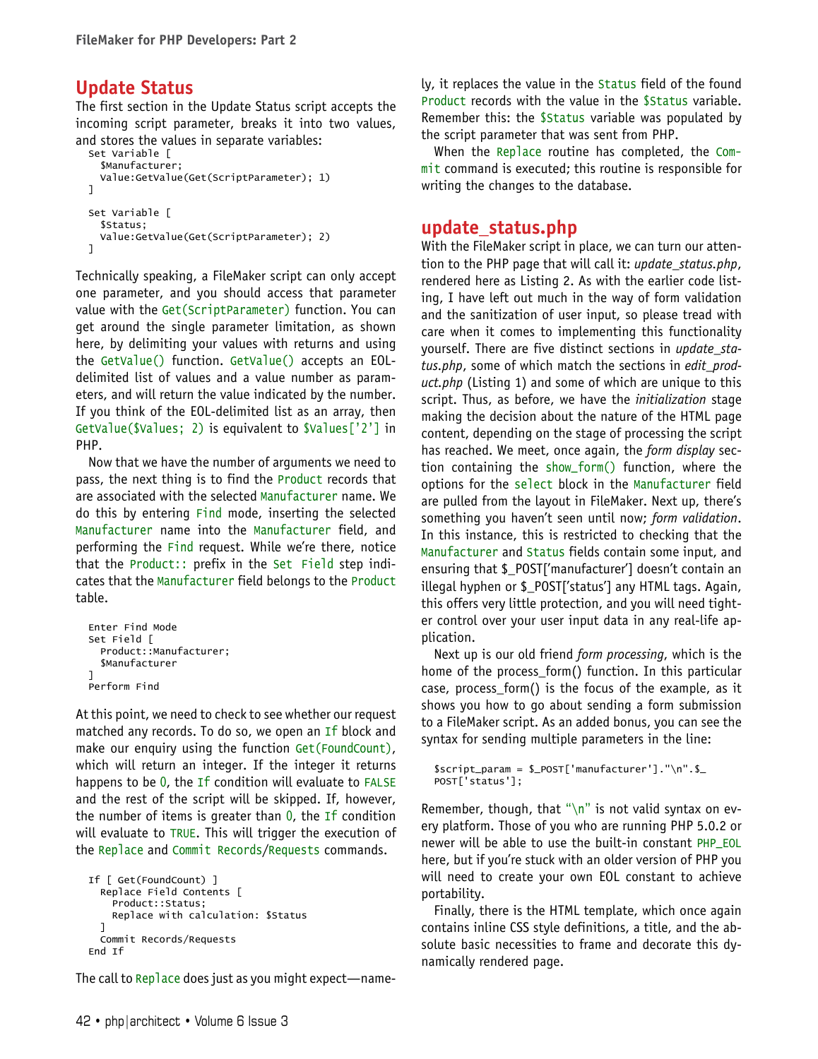## Update Status

The first section in the Update Status script accepts the incoming script parameter, breaks it into two values, and stores the values in separate variables:

```
Set Variable [
  $Manufacturer;
  Value:GetValue(Get(ScriptParameter); 1)
]

Set Variable [
  $Status;
  Value:GetValue(Get(ScriptParameter); 2)
]
```

Technically speaking, a FileMaker script can only accept one parameter, and you should access that parameter value with the Get(ScriptParameter) function. You can get around the single parameter limitation, as shown here, by delimiting your values with returns and using the GetValue() function. GetValue() accepts an EOL-delimited list of values and a value number as parameters, and will return the value indicated by the number. If you think of the EOL-delimited list as an array, then GetValue($Values; 2) is equivalent to $Values['2'] in PHP.

Now that we have the number of arguments we need to pass, the next thing is to find the Product records that are associated with the selected Manufacturer name. We do this by entering Find mode, inserting the selected Manufacturer name into the Manufacturer field, and performing the Find request. While we're there, notice that the Product:: prefix in the Set Field step indicates that the Manufacturer field belongs to the Product table.

```
Enter Find Mode
Set Field [
  Product::Manufacturer;
  $Manufacturer
]
Perform Find
```

At this point, we need to check to see whether our request matched any records. To do so, we open an If block and make our enquiry using the function Get(FoundCount), which will return an integer. If the integer it returns happens to be 0, the If condition will evaluate to FALSE and the rest of the script will be skipped. If, however, the number of items is greater than 0, the If condition will evaluate to TRUE. This will trigger the execution of the Replace and Commit Records/Requests commands.

```
If [ Get(FoundCount) ]
  Replace Field Contents [
    Product::Status;
    Replace with calculation: $Status
  ]
  Commit Records/Requests
End If
```

The call to Replace does just as you might expect—namely, it replaces the value in the Status field of the found Product records with the value in the $Status variable. Remember this: the $Status variable was populated by the script parameter that was sent from PHP.

When the Replace routine has completed, the Commit command is executed; this routine is responsible for writing the changes to the database.

## update_status.php

With the FileMaker script in place, we can turn our attention to the PHP page that will call it: *update_status.php*, rendered here as Listing 2. As with the earlier code listing, I have left out much in the way of form validation and the sanitization of user input, so please tread with care when it comes to implementing this functionality yourself. There are five distinct sections in *update_status.php*, some of which match the sections in *edit_product.php* (Listing 1) and some of which are unique to this script. Thus, as before, we have the *initialization* stage making the decision about the nature of the HTML page content, depending on the stage of processing the script has reached. We meet, once again, the *form display* section containing the show_form() function, where the options for the select block in the Manufacturer field are pulled from the layout in FileMaker. Next up, there's something you haven't seen until now; *form validation*. In this instance, this is restricted to checking that the Manufacturer and Status fields contain some input, and ensuring that $_POST['manufacturer'] doesn't contain an illegal hyphen or $_POST['status'] any HTML tags. Again, this offers very little protection, and you will need tighter control over your user input data in any real-life application.

Next up is our old friend *form processing*, which is the home of the process_form() function. In this particular case, process_form() is the focus of the example, as it shows you how to go about sending a form submission to a FileMaker script. As an added bonus, you can see the syntax for sending multiple parameters in the line:

```
$script_param = $_POST['manufacturer']."\n".$_
POST['status'];
```

Remember, though, that "\n" is not valid syntax on every platform. Those of you who are running PHP 5.0.2 or newer will be able to use the built-in constant PHP_EOL here, but if you're stuck with an older version of PHP you will need to create your own EOL constant to achieve portability.

Finally, there is the HTML template, which once again contains inline CSS style definitions, a title, and the absolute basic necessities to frame and decorate this dynamically rendered page.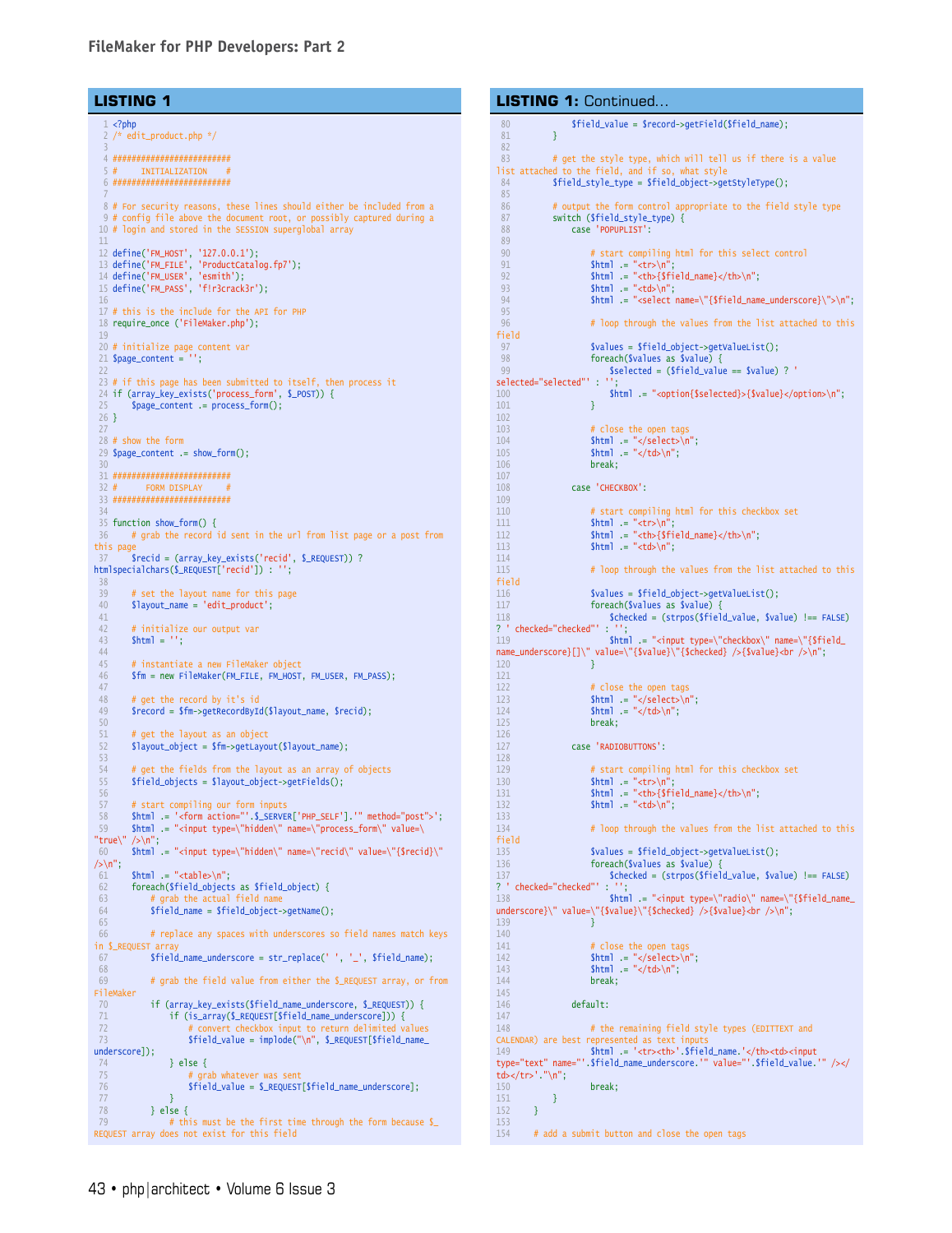## LISTING 1

```
1  <?php
2  /* edit_product.php */
3
4  ########################
5  #     INITIALIZATION    #
6  ########################
7
8  # For security reasons, these lines should either be included from a
9  # config file above the document root, or possibly captured during a
10 # login and stored in the SESSION superglobal array
11
12 define('FM_HOST', '127.0.0.1');
13 define('FM_FILE', 'ProductCatalog.fp7');
14 define('FM_USER', 'esmith');
15 define('FM_PASS', 'f!r3crack3r');
16
17 # this is the include for the API for PHP
18 require_once ('FileMaker.php');
19
20 # initialize page content var
21 $page_content = '';
22
23 # if this page has been submitted to itself, then process it
24 if (array_key_exists('process_form', $_POST)) {
25     $page_content .= process_form();
26 }
27
28 # show the form
29 $page_content .= show_form();
30
31 ########################
32 #      FORM DISPLAY     #
33 ########################
34
35 function show_form() {
36     # grab the record id sent in the url from list page or a post from
this page
37     $recid = (array_key_exists('recid', $_REQUEST)) ?
htmlspecialchars($_REQUEST['recid']) : '';
38
39     # set the layout name for this page
40     $layout_name = 'edit_product';
41
42     # initialize our output var
43     $html = '';
44
45     # instantiate a new FileMaker object
46     $fm = new FileMaker(FM_FILE, FM_HOST, FM_USER, FM_PASS);
47
48     # get the record by it's id
49     $record = $fm->getRecordById($layout_name, $recid);
50
51     # get the layout as an object
52     $layout_object = $fm->getLayout($layout_name);
53
54     # get the fields from the layout as an array of objects
55     $field_objects = $layout_object->getFields();
56
57     # start compiling our form inputs
58     $html .= '<form action="'.$_SERVER['PHP_SELF'].'" method="post">';
59     $html .= "<input type=\"hidden\" name=\"process_form\" value=\
"true\" />\n";
60     $html .= "<input type=\"hidden\" name=\"recid\" value=\"{$recid}\"
/>\n";
61     $html .= "<table>\n";
62     foreach($field_objects as $field_object) {
63         # grab the actual field name
64         $field_name = $field_object->getName();
65
66         # replace any spaces with underscores so field names match keys
in $_REQUEST array
67         $field_name_underscore = str_replace(' ', '_', $field_name);
68
69         # grab the field value from either the $_REQUEST array, or from
FileMaker
70         if (array_key_exists($field_name_underscore, $_REQUEST)) {
71             if (is_array($_REQUEST[$field_name_underscore])) {
72                 # convert checkbox input to return delimited values
73                 $field_value = implode("\n", $_REQUEST[$field_name_
underscore]);
74             } else {
75                 # grab whatever was sent
76                 $field_value = $_REQUEST[$field_name_underscore];
77             }
78         } else {
79             # this must be the first time through the form because $_
REQUEST array does not exist for this field
```

## LISTING 1: Continued...

```
80             $field_value = $record->getField($field_name);
81         }
82
83         # get the style type, which will tell us if there is a value
list attached to the field, and if so, what style
84         $field_style_type = $field_object->getStyleType();
85
86         # output the form control appropriate to the field style type
87         switch ($field_style_type) {
88             case 'POPUPLIST':
89
90                 # start compiling html for this select control
91                 $html .= "<tr>\n";
92                 $html .= "<th>{$field_name}</th>\n";
93                 $html .= "<td>\n";
94                 $html .= "<select name=\"{$field_name_underscore}\">\n";
95
96                 # loop through the values from the list attached to this
field
97                 $values = $field_object->getValueList();
98                 foreach($values as $value) {
99                     $selected = ($field_value == $value) ? '
selected="selected"' : '';
100                    $html .= "<option{$selected}>{$value}</option>\n";
101                }
102
103                # close the open tags
104                $html .= "</select>\n";
105                $html .= "</td>\n";
106                break;
107
108            case 'CHECKBOX':
109
110                # start compiling html for this checkbox set
111                $html .= "<tr>\n";
112                $html .= "<th>{$field_name}</th>\n";
113                $html .= "<td>\n";
114
115                # loop through the values from the list attached to this
field
116                $values = $field_object->getValueList();
117                foreach($values as $value) {
118                    $checked = (strpos($field_value, $value) !== FALSE)
? ' checked="checked"' : '';
119                    $html .= "<input type=\"checkbox\" name=\"{$field_
name_underscore}[]\" value=\"{$value}\"{$checked} />{$value}<br />\n";
120                }
121
122                # close the open tags
123                $html .= "</select>\n";
124                $html .= "</td>\n";
125                break;
126
127            case 'RADIOBUTTONS':
128
129                # start compiling html for this checkbox set
130                $html .= "<tr>\n";
131                $html .= "<th>{$field_name}</th>\n";
132                $html .= "<td>\n";
133
134                # loop through the values from the list attached to this
field
135                $values = $field_object->getValueList();
136                foreach($values as $value) {
137                    $checked = (strpos($field_value, $value) !== FALSE)
? ' checked="checked"' : '';
138                    $html .= "<input type=\"radio\" name=\"{$field_name_
underscore}\" value=\"{$value}\"{$checked} />{$value}<br />\n";
139                }
140
141                # close the open tags
142                $html .= "</select>\n";
143                $html .= "</td>\n";
144                break;
145
146            default:
147
148                # the remaining field style types (EDITTEXT and
CALENDAR) are best represented as text inputs
149                $html .= '<tr><th>'.$field_name.'</th><td><input
type="text" name="'.$field_name_underscore.'" value="'.$field_value.'" /></
td></tr>'."\n";
150                break;
151        }
152    }
153
154    # add a submit button and close the open tags
```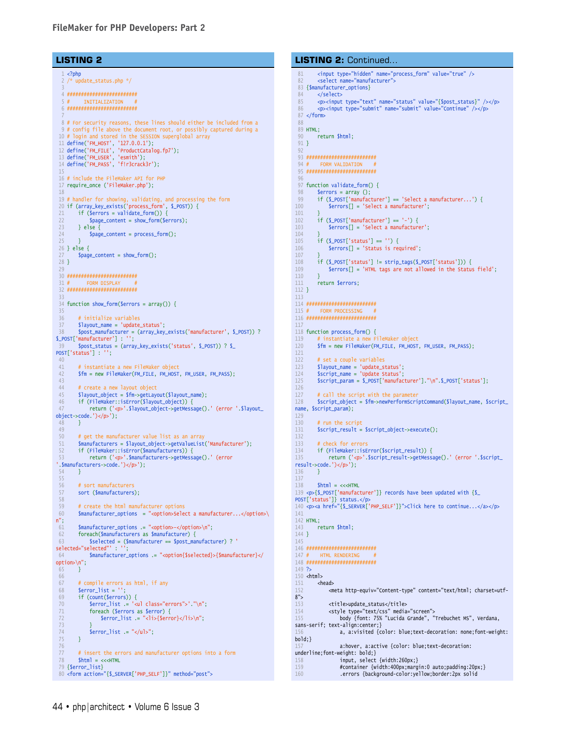## LISTING 2

```
1 <?php
2 /* update_status.php */
3
4 ########################
5 #     INITIALIZATION    #
6 ########################
7
8 # For security reasons, these lines should either be included from a
9 # config file above the document root, or possibly captured during a
10 # login and stored in the SESSION superglobal array
11 define('FM_HOST', '127.0.0.1');
12 define('FM_FILE', 'ProductCatalog.fp7');
13 define('FM_USER', 'esmith');
14 define('FM_PASS', 'f!r3crack3r');
15
16 # include the FileMaker API for PHP
17 require_once ('FileMaker.php');
18
19 # handler for showing, validating, and processing the form
20 if (array_key_exists('process_form', $_POST)) {
21     if ($errors = validate_form()) {
22         $page_content = show_form($errors);
23     } else {
24         $page_content = process_form();
25     }
26 } else {
27     $page_content = show_form();
28 }
29
30 ########################
31 #      FORM DISPLAY     #
32 ########################
33
34 function show_form($errors = array()) {
35
36     # initialize variables
37     $layout_name = 'update_status';
38     $post_manufacturer = (array_key_exists('manufacturer', $_POST)) ?
$_POST['manufacturer'] : '';
39     $post_status = (array_key_exists('status', $_POST)) ? $_
POST['status'] : '';
40
41     # instantiate a new FileMaker object
42     $fm = new FileMaker(FM_FILE, FM_HOST, FM_USER, FM_PASS);
43
44     # create a new layout object
45     $layout_object = $fm->getLayout($layout_name);
46     if (FileMaker::isError($layout_object)) {
47         return ('<p>'.$layout_object->getMessage().' (error '.$layout_
object->code.')</p>');
48     }
49
50     # get the manufacturer value list as an array
51     $manufacturers = $layout_object->getValueList('Manufacturer');
52     if (FileMaker::isError($manufacturers)) {
53         return ('<p>'.$manufacturers->getMessage().' (error
'.$manufacturers->code.')</p>');
54     }
55
56     # sort manufacturers
57     sort ($manufacturers);
58
59     # create the html manufacturer options
60     $manufacturer_options  = "<option>Select a manufacturer...</option>\
n";
61     $manufacturer_options .= "<option>-</option>\n";
62     foreach($manufacturers as $manufacturer) {
63         $selected = ($manufacturer == $post_manufacturer) ? '
selected="selected"' : '';
64         $manufacturer_options .= "<option{$selected}>{$manufacturer}</
option>\n";
65     }
66
67     # compile errors as html, if any
68     $error_list = '';
69     if (count($errors)) {
70         $error_list .= '<ul class="errors">'."\n";
71         foreach ($errors as $error) {
72             $error_list .= "<li>{$error}</li>\n";
73         }
74         $error_list .= "</ul>";
75     }
76
77     # insert the errors and manufacturer options into a form
78     $html = <<<HTML
79 {$error_list}
80 <form action="{$_SERVER['PHP_SELF']}" method="post">
```

## LISTING 2: Continued...

```
81     <input type="hidden" name="process_form" value="true" />
82     <select name="manufacturer">
83 {$manufacturer_options}
84     </select>
85     <p><input type="text" name="status" value="{$post_status}" /></p>
86     <p><input type="submit" name="submit" value="Continue" /></p>
87 </form>
88
89 HTML;
90     return $html;
91 }
92
93 ########################
94 #    FORM VALIDATION    #
95 ########################
96
97 function validate_form() {
98     $errors = array ();
99     if ($_POST['manufacturer'] == 'Select a manufacturer...') {
100         $errors[] = 'Select a manufacturer';
101     }
102     if ($_POST['manufacturer'] == '-') {
103         $errors[] = 'Select a manufacturer';
104     }
105     if ($_POST['status'] == '') {
106         $errors[] = 'Status is required';
107     }
108     if ($_POST['status'] != strip_tags($_POST['status'])) {
109         $errors[] = 'HTML tags are not allowed in the Status field';
110     }
111     return $errors;
112 }
113
114 ########################
115 #    FORM PROCESSING    #
116 ########################
117
118 function process_form() {
119     # instantiate a new FileMaker object
120     $fm = new FileMaker(FM_FILE, FM_HOST, FM_USER, FM_PASS);
121
122     # set a couple variables
123     $layout_name = 'update_status';
124     $script_name = 'Update Status';
125     $script_param = $_POST['manufacturer']."\n".$_POST['status'];
126
127     # call the script with the parameter
128     $script_object = $fm->newPerformScriptCommand($layout_name, $script_
name, $script_param);
129
130     # run the script
131     $script_result = $script_object->execute();
132
133     # check for errors
134     if (FileMaker::isError($script_result)) {
135         return ('<p>'.$script_result->getMessage().' (error '.$script_
result->code.')</p>');
136     }
137
138     $html = <<<HTML
139 <p>{$_POST['manufacturer']} records have been updated with {$_
POST['status']} status.</p>
140 <p><a href="{$_SERVER['PHP_SELF']}">Click here to continue...</a></p>
141
142 HTML;
143     return $html;
144 }
145
146 ########################
147 #    HTML RENDERING     #
148 ########################
149 ?>
150 <html>
151     <head>
152         <meta http-equiv="Content-type" content="text/html; charset=utf-
8">
153         <title>update_status</title>
154         <style type="text/css" media="screen">
155             body {font: 75% "Lucida Grande", "Trebuchet MS", Verdana,
sans-serif; text-align:center;}
156             a, a:visited {color: blue;text-decoration: none;font-weight:
bold;}
157             a:hover, a:active {color: blue;text-decoration:
underline;font-weight: bold;}
158             input, select {width:260px;}
159             #container {width:400px;margin:0 auto;padding:20px;}
160             .errors {background-color:yellow;border:2px solid
```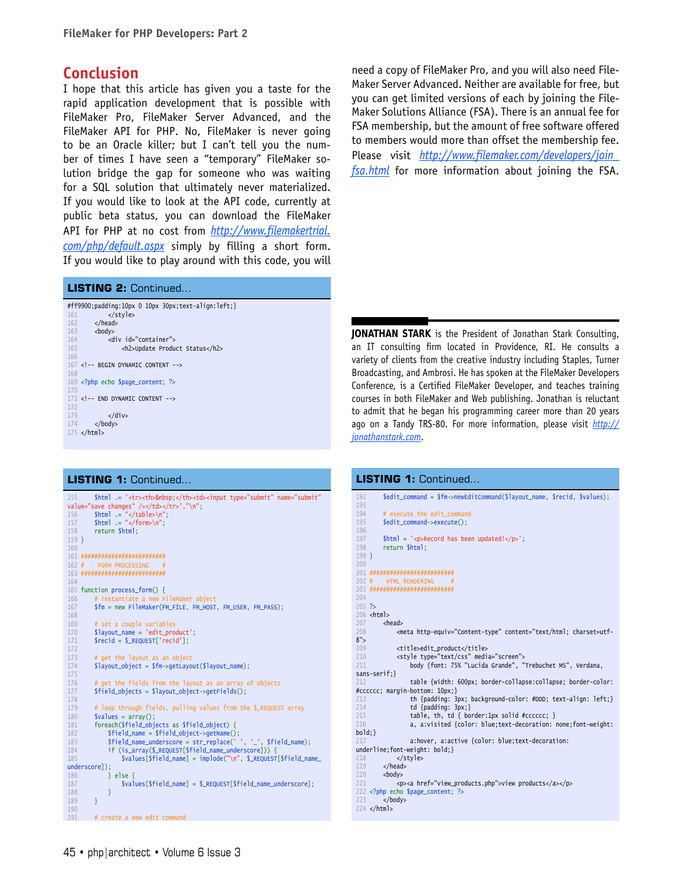## Conclusion

I hope that this article has given you a taste for the rapid application development that is possible with FileMaker Pro, FileMaker Server Advanced, and the FileMaker API for PHP. No, FileMaker is never going to be an Oracle killer; but I can't tell you the number of times I have seen a "temporary" FileMaker solution bridge the gap for someone who was waiting for a SQL solution that ultimately never materialized. If you would like to look at the API code, currently at public beta status, you can download the FileMaker API for PHP at no cost from *http://www.filemakertrial.com/php/default.aspx* simply by filling a short form. If you would like to play around with this code, you will need a copy of FileMaker Pro, and you will also need FileMaker Server Advanced. Neither are available for free, but you can get limited versions of each by joining the FileMaker Solutions Alliance (FSA). There is an annual fee for FSA membership, but the amount of free software offered to members would more than offset the membership fee. Please visit *http://www.filemaker.com/developers/join_fsa.html* for more information about joining the FSA.

**LISTING 2:** Continued...

```
#ff9900;padding:10px 0 10px 30px;text-align:left;}
161         </style>
162     </head>
163     <body>
164         <div id="container">
165             <h2>Update Product Status</h2>
166
167 <!-- BEGIN DYNAMIC CONTENT -->
168
169 <?php echo $page_content; ?>
170
171 <!-- END DYNAMIC CONTENT -->
172
173         </div>
174     </body>
175 </html>
```

**LISTING 1:** Continued...

```
155     $html .= '<tr><th>&nbsp;</th><td><input type="submit" name="submit"
value="save changes" /></td></tr>'."\n";
156     $html .= "</table>\n";
157     $html .= "</form>\n";
158     return $html;
159 }
160
161 #########################
162 #    FORM PROCESSING    #
163 #########################
164
165 function process_form() {
166     # instantiate a new FileMaker object
167     $fm = new FileMaker(FM_FILE, FM_HOST, FM_USER, FM_PASS);
168
169     # set a couple variables
170     $layout_name = 'edit_product';
171     $recid = $_REQUEST['recid'];
172
173     # get the layout as an object
174     $layout_object = $fm->getLayout($layout_name);
175
176     # get the fields from the layout as an array of objects
177     $field_objects = $layout_object->getFields();
178
179     # loop through fields, pulling values from the $_REQUEST array
180     $values = array();
181     foreach($field_objects as $field_object) {
182         $field_name = $field_object->getName();
183         $field_name_underscore = str_replace(' ', '_', $field_name);
184         if (is_array($_REQUEST[$field_name_underscore])) {
185             $values[$field_name] = implode("\n", $_REQUEST[$field_name_
underscore]);
186         } else {
187             $values[$field_name] = $_REQUEST[$field_name_underscore];
188         }
189     }
190
191     # create a new edit command
```

**JONATHAN STARK** is the President of Jonathan Stark Consulting, an IT consulting firm located in Providence, RI. He consults a variety of clients from the creative industry including Staples, Turner Broadcasting, and Ambrosi. He has spoken at the FileMaker Developers Conference, is a Certified FileMaker Developer, and teaches training courses in both FileMaker and Web publishing. Jonathan is reluctant to admit that he began his programming career more than 20 years ago on a Tandy TRS-80. For more information, please visit *http://jonathanstark.com*.

**LISTING 1:** Continued...

```
192     $edit_command = $fm->newEditCommand($layout_name, $recid, $values);
193
194     # execute the edit_command
195     $edit_command->execute();
196
197     $html = '<p>Record has been updated!</p>';
198     return $html;
199 }
200
201 #########################
202 #    HTML RENDERING     #
203 #########################
204
205 ?>
206 <html>
207     <head>
208         <meta http-equiv="Content-type" content="text/html; charset=utf-
8">
209         <title>edit_product</title>
210         <style type="text/css" media="screen">
211             body {font: 75% "Lucida Grande", "Trebuchet MS", Verdana,
sans-serif;}
212             table {width: 600px; border-collapse:collapse; border-color:
#cccccc; margin-bottom: 10px;}
213             th {padding: 3px; background-color: #DDD; text-align: left;}
214             td {padding: 3px;}
215             table, th, td { border:1px solid #cccccc; }
216             a, a:visited {color: blue;text-decoration: none;font-weight:
bold;}
217             a:hover, a:active {color: blue;text-decoration:
underline;font-weight: bold;}
218         </style>
219     </head>
220     <body>
221         <p><a href="view_products.php">view products</a></p>
222 <?php echo $page_content; ?>
223     </body>
224 </html>
```